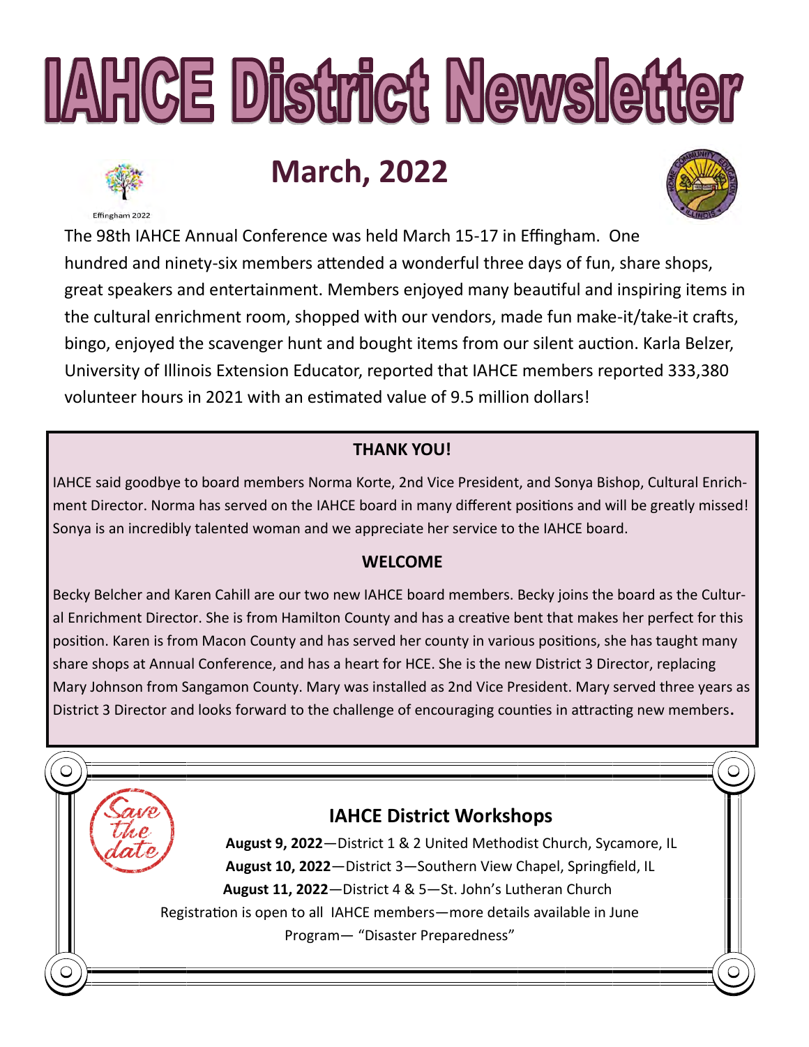# IAHCE District Newsletter

Effingham 2022

## March, 2022

The 98th IAHCE Annual Conference was held March 15-17 in Effingham. One hundred and ninety-six members attended a wonderful three days of fun, share shops, great speakers and entertainment. Members enjoyed many beautiful and inspiring items in the cultural enrichment room, shopped with our vendors, made fun make-it/take-it crafts, bingo, enjoyed the scavenger hunt and bought items from our silent auction. Karla Belzer, University of Illinois Extension Educator, reported that IAHCE members reported 333,380 volunteer hours in 2021 with an estimated value of 9.5 million dollars!

### THANK YOU!

IAHCE said goodbye to board members Norma Korte, 2nd Vice President, and Sonya Bishop, Cultural Enrichment Director. Norma has served on the IAHCE board in many different positions and will be greatly missed! Sonya is an incredibly talented woman and we appreciate her service to the IAHCE board.

### WELCOME

Becky Belcher and Karen Cahill are our two new IAHCE board members. Becky joins the board as the Cultural Enrichment Director. She is from Hamilton County and has a creative bent that makes her perfect for this position. Karen is from Macon County and has served her county in various positions, she has taught many share shops at Annual Conference, and has a heart for HCE. She is the new District 3 Director, replacing Mary Johnson from Sangamon County. Mary was installed as 2nd Vice President. Mary served three years as District 3 Director and looks forward to the challenge of encouraging counties in attracting new members.

*Save the date*

### IAHCE District Workshops

**August 9, 2022**—District 1 & 2 United Methodist Church, Sycamore, IL

**August 10, 2022**—District 3—Southern View Chapel, Springfield, IL

**August 11, 2022**—District 4 & 5—St. John's Lutheran Church

Registration is open to all IAHCE members—more details available in June

Program— "Disaster Preparedness"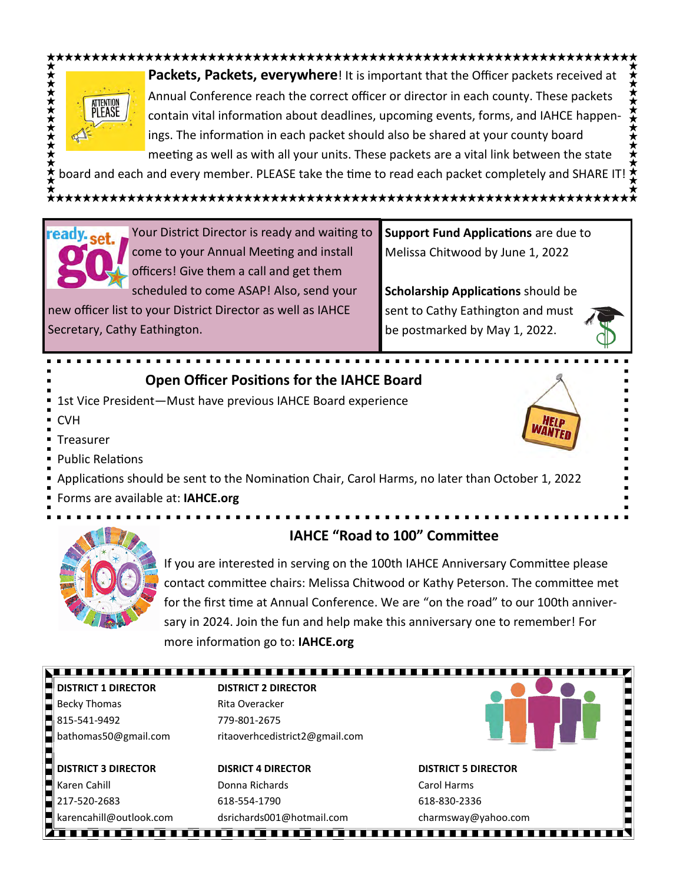**Packets, Packets, everywhere**! It is important that the Officer packets received at Annual Conference reach the correct officer or director in each county. These packets contain vital information about deadlines, upcoming events, forms, and IAHCE happenings. The information in each packet should also be shared at your county board meeting as well as with all your units. These packets are a vital link between the state board and each and every member. PLEASE take the time to read each packet completely and SHARE IT!

Your District Director is ready and waiting to come to your Annual Meeting and install officers! Give them a call and get them scheduled to come ASAP! Also, send your new officer list to your District Director as well as IAHCE Secretary, Cathy Eathington.

**Support Fund Applications** are due to Melissa Chitwood by June 1, 2022

**Scholarship Applications** should be sent to Cathy Eathington and must be postmarked by May 1, 2022.

## Open Officer Positions for the IAHCE Board

- 1st Vice President—Must have previous IAHCE Board experience
- CVH
- Treasurer
- Public Relations
- Applications should be sent to the Nomination Chair, Carol Harms, no later than October 1, 2022
- Forms are available at: **IAHCE.org**

## IAHCE "Road to 100" Committee

If you are interested in serving on the 100th IAHCE Anniversary Committee please contact committee chairs: Melissa Chitwood or Kathy Peterson. The committee met for the first time at Annual Conference. We are "on the road" to our 100th anniversary in 2024. Join the fun and help make this anniversary one to remember! For more information go to: **IAHCE.org**

**DISTRICT 1 DIRECTOR**
Becky Thomas
815-541-9492
bathomas50@gmail.com

**DISTRICT 2 DIRECTOR**
Rita Overacker
779-801-2675
ritaoverhcedistrict2@gmail.com

**DISTRICT 3 DIRECTOR**
Karen Cahill
217-520-2683
karencahill@outlook.com

**DISRICT 4 DIRECTOR**
Donna Richards
618-554-1790
dsrichards001@hotmail.com

**DISTRICT 5 DIRECTOR**
Carol Harms
618-830-2336
charmsway@yahoo.com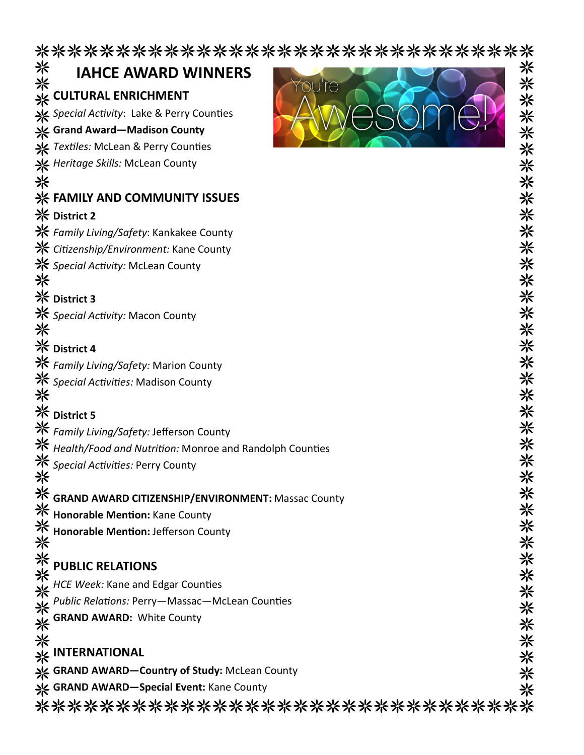# IAHCE AWARD WINNERS

## CULTURAL ENRICHMENT

*Special Activity*: Lake & Perry Counties

**Grand Award—Madison County**

*Textiles:* McLean & Perry Counties

*Heritage Skills:* McLean County

## FAMILY AND COMMUNITY ISSUES

### District 2

*Family Living/Safety*: Kankakee County

*Citizenship/Environment:* Kane County

*Special Activity:* McLean County

### District 3

*Special Activity:* Macon County

### District 4

*Family Living/Safety:* Marion County

*Special Activities:* Madison County

### District 5

*Family Living/Safety:* Jefferson County

*Health/Food and Nutrition:* Monroe and Randolph Counties

*Special Activities:* Perry County

**GRAND AWARD CITIZENSHIP/ENVIRONMENT:** Massac County

**Honorable Mention:** Kane County

**Honorable Mention:** Jefferson County

## PUBLIC RELATIONS

*HCE Week:* Kane and Edgar Counties

*Public Relations:* Perry—Massac—McLean Counties

**GRAND AWARD:** White County

## INTERNATIONAL

**GRAND AWARD—Country of Study:** McLean County

**GRAND AWARD—Special Event:** Kane County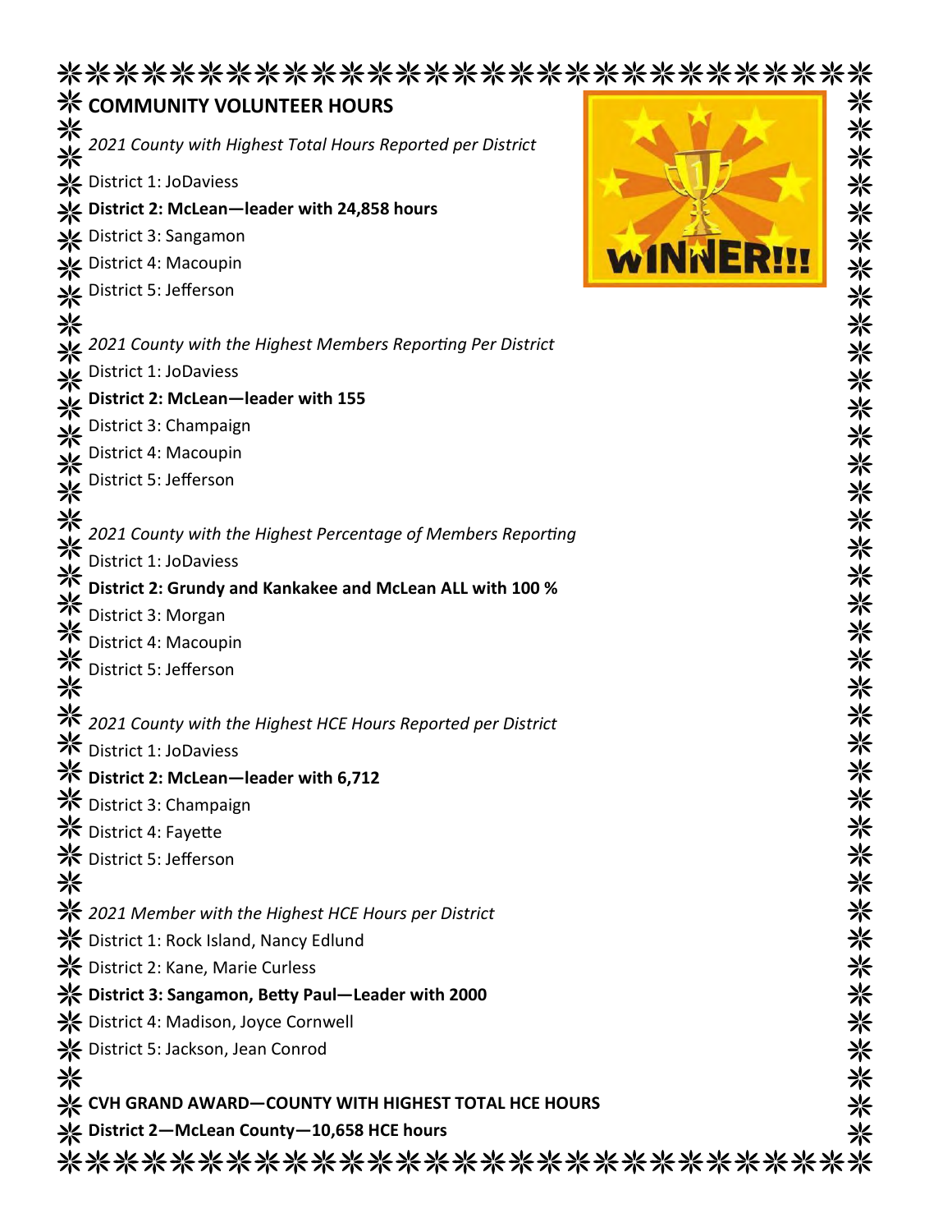## COMMUNITY VOLUNTEER HOURS

*2021 County with Highest Total Hours Reported per District*

District 1: JoDaviess

**District 2: McLean—leader with 24,858 hours**

District 3: Sangamon

District 4: Macoupin

District 5: Jefferson

*2021 County with the Highest Members Reporting Per District*

District 1: JoDaviess

**District 2: McLean—leader with 155**

District 3: Champaign

District 4: Macoupin

District 5: Jefferson

*2021 County with the Highest Percentage of Members Reporting*

District 1: JoDaviess

**District 2: Grundy and Kankakee and McLean ALL with 100 %**

District 3: Morgan

District 4: Macoupin

District 5: Jefferson

*2021 County with the Highest HCE Hours Reported per District*

District 1: JoDaviess

**District 2: McLean—leader with 6,712**

District 3: Champaign

District 4: Fayette

District 5: Jefferson

*2021 Member with the Highest HCE Hours per District*

District 1: Rock Island, Nancy Edlund

District 2: Kane, Marie Curless

**District 3: Sangamon, Betty Paul—Leader with 2000**

District 4: Madison, Joyce Cornwell

District 5: Jackson, Jean Conrod

**CVH GRAND AWARD—COUNTY WITH HIGHEST TOTAL HCE HOURS**

**District 2—McLean County—10,658 HCE hours**